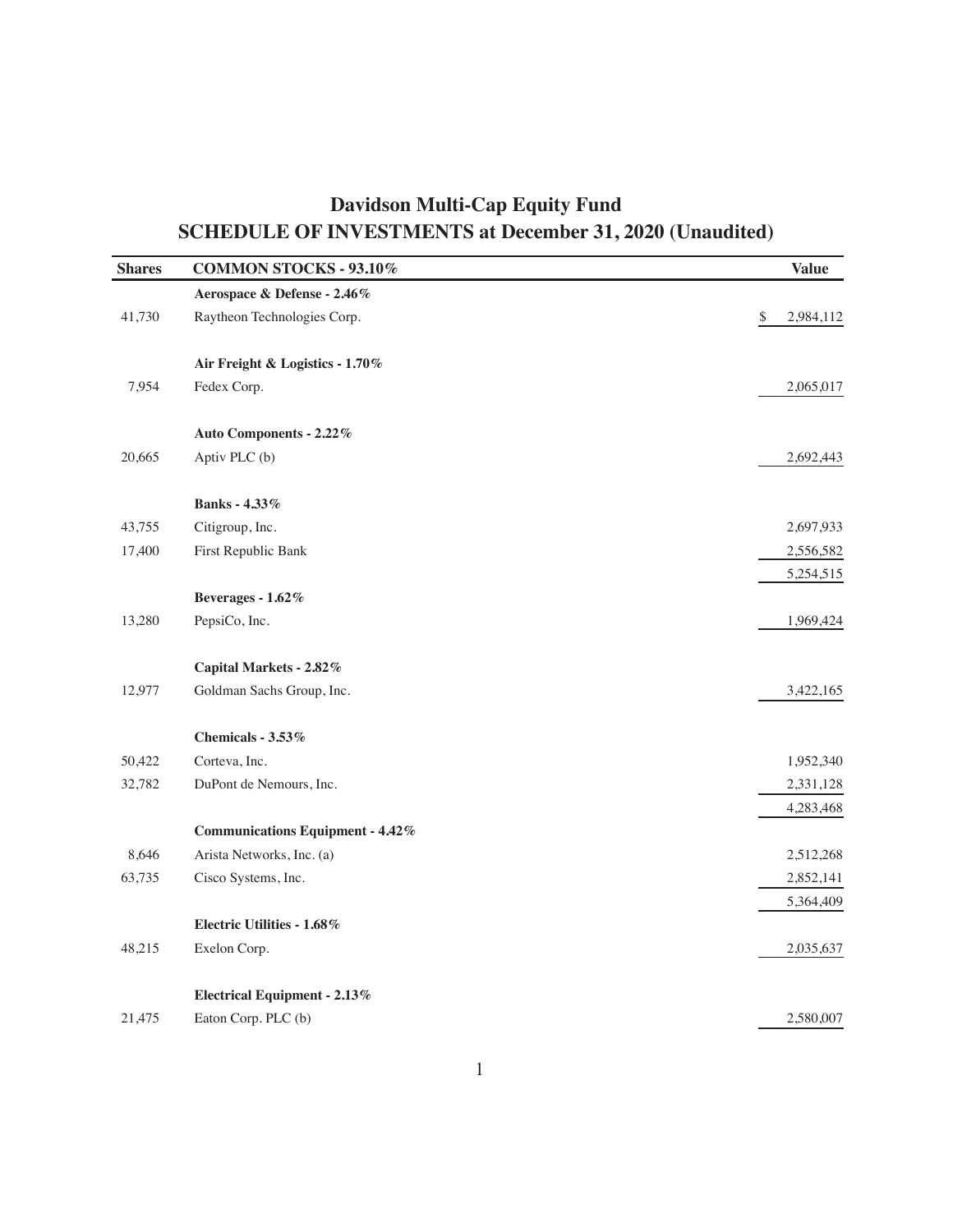# Davidson Multi-Cap Equity Fund

## SCHEDULE OF INVESTMENTS at December 31, 2020 (Unaudited)

| Shares | COMMON STOCKS - 93.10% | Value |
|---|---|---|
| | **Aerospace & Defense - 2.46%** | |
| 41,730 | Raytheon Technologies Corp. | $ 2,984,112 |
| | **Air Freight & Logistics - 1.70%** | |
| 7,954 | Fedex Corp. | 2,065,017 |
| | **Auto Components - 2.22%** | |
| 20,665 | Aptiv PLC (b) | 2,692,443 |
| | **Banks - 4.33%** | |
| 43,755 | Citigroup, Inc. | 2,697,933 |
| 17,400 | First Republic Bank | 2,556,582 |
| | | 5,254,515 |
| | **Beverages - 1.62%** | |
| 13,280 | PepsiCo, Inc. | 1,969,424 |
| | **Capital Markets - 2.82%** | |
| 12,977 | Goldman Sachs Group, Inc. | 3,422,165 |
| | **Chemicals - 3.53%** | |
| 50,422 | Corteva, Inc. | 1,952,340 |
| 32,782 | DuPont de Nemours, Inc. | 2,331,128 |
| | | 4,283,468 |
| | **Communications Equipment - 4.42%** | |
| 8,646 | Arista Networks, Inc. (a) | 2,512,268 |
| 63,735 | Cisco Systems, Inc. | 2,852,141 |
| | | 5,364,409 |
| | **Electric Utilities - 1.68%** | |
| 48,215 | Exelon Corp. | 2,035,637 |
| | **Electrical Equipment - 2.13%** | |
| 21,475 | Eaton Corp. PLC (b) | 2,580,007 |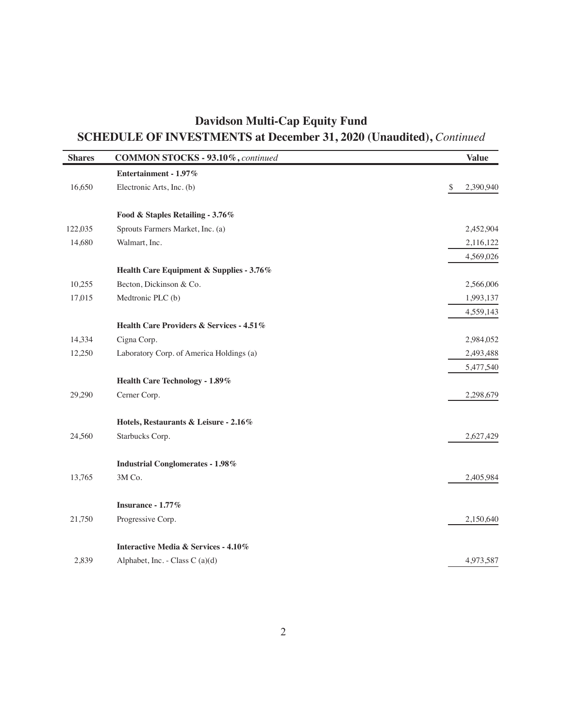# Davidson Multi-Cap Equity Fund

## SCHEDULE OF INVESTMENTS at December 31, 2020 (Unaudited), *Continued*

| Shares | COMMON STOCKS - 93.10%, *continued* | Value |
|---|---|---|
| | **Entertainment - 1.97%** | |
| 16,650 | Electronic Arts, Inc. (b) | $ 2,390,940 |
| | | |
| | **Food & Staples Retailing - 3.76%** | |
| 122,035 | Sprouts Farmers Market, Inc. (a) | 2,452,904 |
| 14,680 | Walmart, Inc. | 2,116,122 |
| | | 4,569,026 |
| | **Health Care Equipment & Supplies - 3.76%** | |
| 10,255 | Becton, Dickinson & Co. | 2,566,006 |
| 17,015 | Medtronic PLC (b) | 1,993,137 |
| | | 4,559,143 |
| | **Health Care Providers & Services - 4.51%** | |
| 14,334 | Cigna Corp. | 2,984,052 |
| 12,250 | Laboratory Corp. of America Holdings (a) | 2,493,488 |
| | | 5,477,540 |
| | **Health Care Technology - 1.89%** | |
| 29,290 | Cerner Corp. | 2,298,679 |
| | | |
| | **Hotels, Restaurants & Leisure - 2.16%** | |
| 24,560 | Starbucks Corp. | 2,627,429 |
| | | |
| | **Industrial Conglomerates - 1.98%** | |
| 13,765 | 3M Co. | 2,405,984 |
| | | |
| | **Insurance - 1.77%** | |
| 21,750 | Progressive Corp. | 2,150,640 |
| | | |
| | **Interactive Media & Services - 4.10%** | |
| 2,839 | Alphabet, Inc. - Class C (a)(d) | 4,973,587 |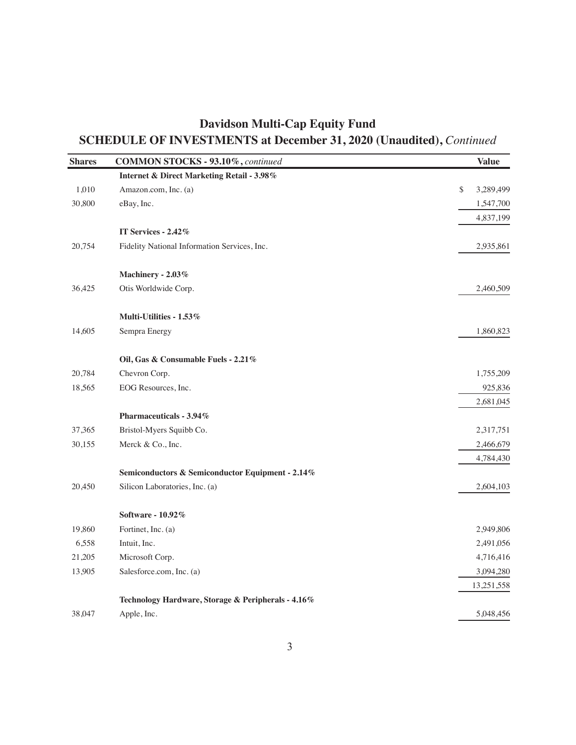# Davidson Multi-Cap Equity Fund

## SCHEDULE OF INVESTMENTS at December 31, 2020 (Unaudited), *Continued*

| Shares | COMMON STOCKS - 93.10%, *continued* | Value |
|---|---|---|
| | **Internet & Direct Marketing Retail - 3.98%** | |
| 1,010 | Amazon.com, Inc. (a) | $ 3,289,499 |
| 30,800 | eBay, Inc. | 1,547,700 |
| | | 4,837,199 |
| | **IT Services - 2.42%** | |
| 20,754 | Fidelity National Information Services, Inc. | 2,935,861 |
| | **Machinery - 2.03%** | |
| 36,425 | Otis Worldwide Corp. | 2,460,509 |
| | **Multi-Utilities - 1.53%** | |
| 14,605 | Sempra Energy | 1,860,823 |
| | **Oil, Gas & Consumable Fuels - 2.21%** | |
| 20,784 | Chevron Corp. | 1,755,209 |
| 18,565 | EOG Resources, Inc. | 925,836 |
| | | 2,681,045 |
| | **Pharmaceuticals - 3.94%** | |
| 37,365 | Bristol-Myers Squibb Co. | 2,317,751 |
| 30,155 | Merck & Co., Inc. | 2,466,679 |
| | | 4,784,430 |
| | **Semiconductors & Semiconductor Equipment - 2.14%** | |
| 20,450 | Silicon Laboratories, Inc. (a) | 2,604,103 |
| | **Software - 10.92%** | |
| 19,860 | Fortinet, Inc. (a) | 2,949,806 |
| 6,558 | Intuit, Inc. | 2,491,056 |
| 21,205 | Microsoft Corp. | 4,716,416 |
| 13,905 | Salesforce.com, Inc. (a) | 3,094,280 |
| | | 13,251,558 |
| | **Technology Hardware, Storage & Peripherals - 4.16%** | |
| 38,047 | Apple, Inc. | 5,048,456 |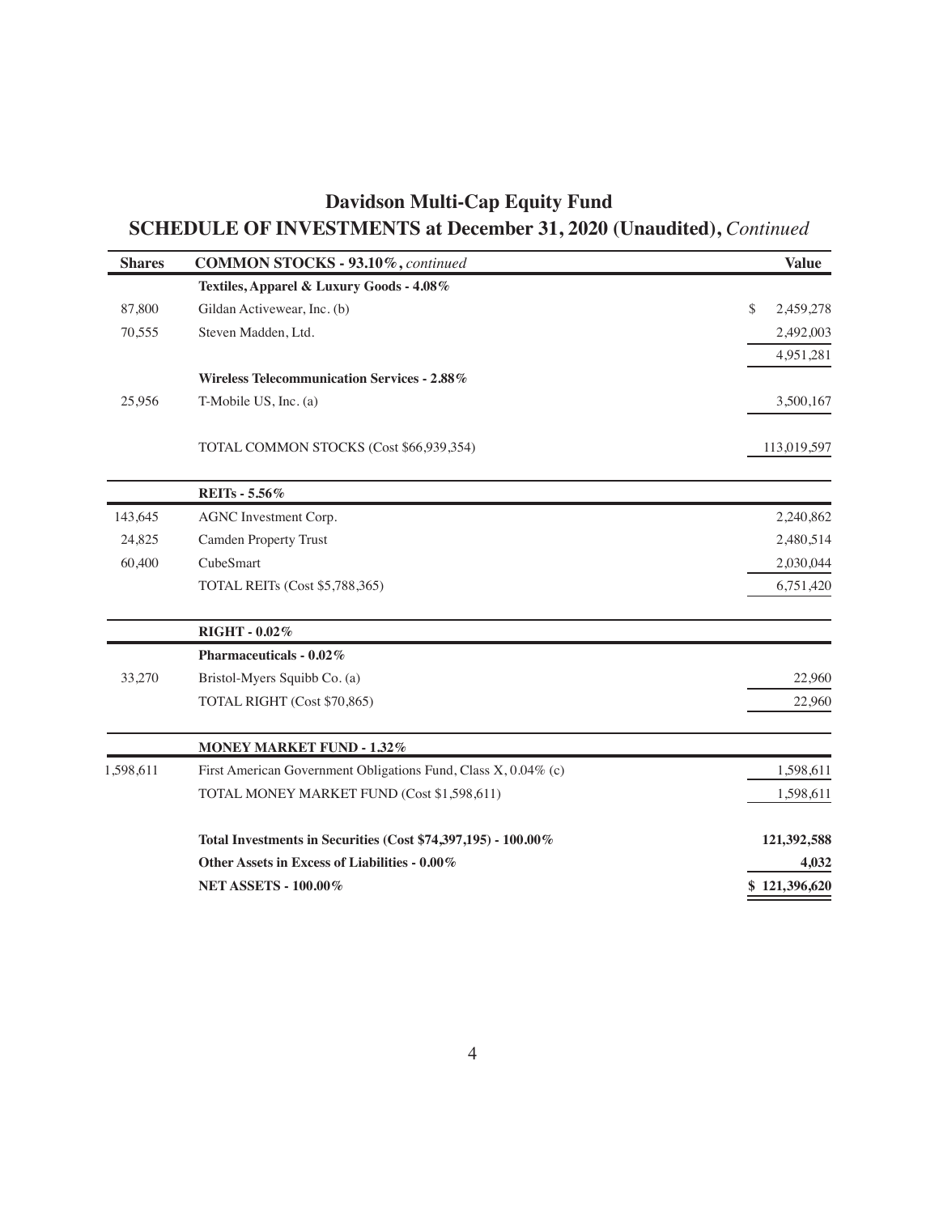# Davidson Multi-Cap Equity Fund

## SCHEDULE OF INVESTMENTS at December 31, 2020 (Unaudited), *Continued*

| Shares | COMMON STOCKS - 93.10%, *continued* | Value |
|---|---|---|
| | **Textiles, Apparel & Luxury Goods - 4.08%** | |
| 87,800 | Gildan Activewear, Inc. (b) | $ 2,459,278 |
| 70,555 | Steven Madden, Ltd. | 2,492,003 |
| | | 4,951,281 |
| | **Wireless Telecommunication Services - 2.88%** | |
| 25,956 | T-Mobile US, Inc. (a) | 3,500,167 |
| | TOTAL COMMON STOCKS (Cost $66,939,354) | 113,019,597 |
| | **REITs - 5.56%** | |
| 143,645 | AGNC Investment Corp. | 2,240,862 |
| 24,825 | Camden Property Trust | 2,480,514 |
| 60,400 | CubeSmart | 2,030,044 |
| | TOTAL REITs (Cost $5,788,365) | 6,751,420 |
| | **RIGHT - 0.02%** | |
| | **Pharmaceuticals - 0.02%** | |
| 33,270 | Bristol-Myers Squibb Co. (a) | 22,960 |
| | TOTAL RIGHT (Cost $70,865) | 22,960 |
| | **MONEY MARKET FUND - 1.32%** | |
| 1,598,611 | First American Government Obligations Fund, Class X, 0.04% (c) | 1,598,611 |
| | TOTAL MONEY MARKET FUND (Cost $1,598,611) | 1,598,611 |
| | **Total Investments in Securities (Cost $74,397,195) - 100.00%** | **121,392,588** |
| | **Other Assets in Excess of Liabilities - 0.00%** | **4,032** |
| | **NET ASSETS - 100.00%** | **$ 121,396,620** |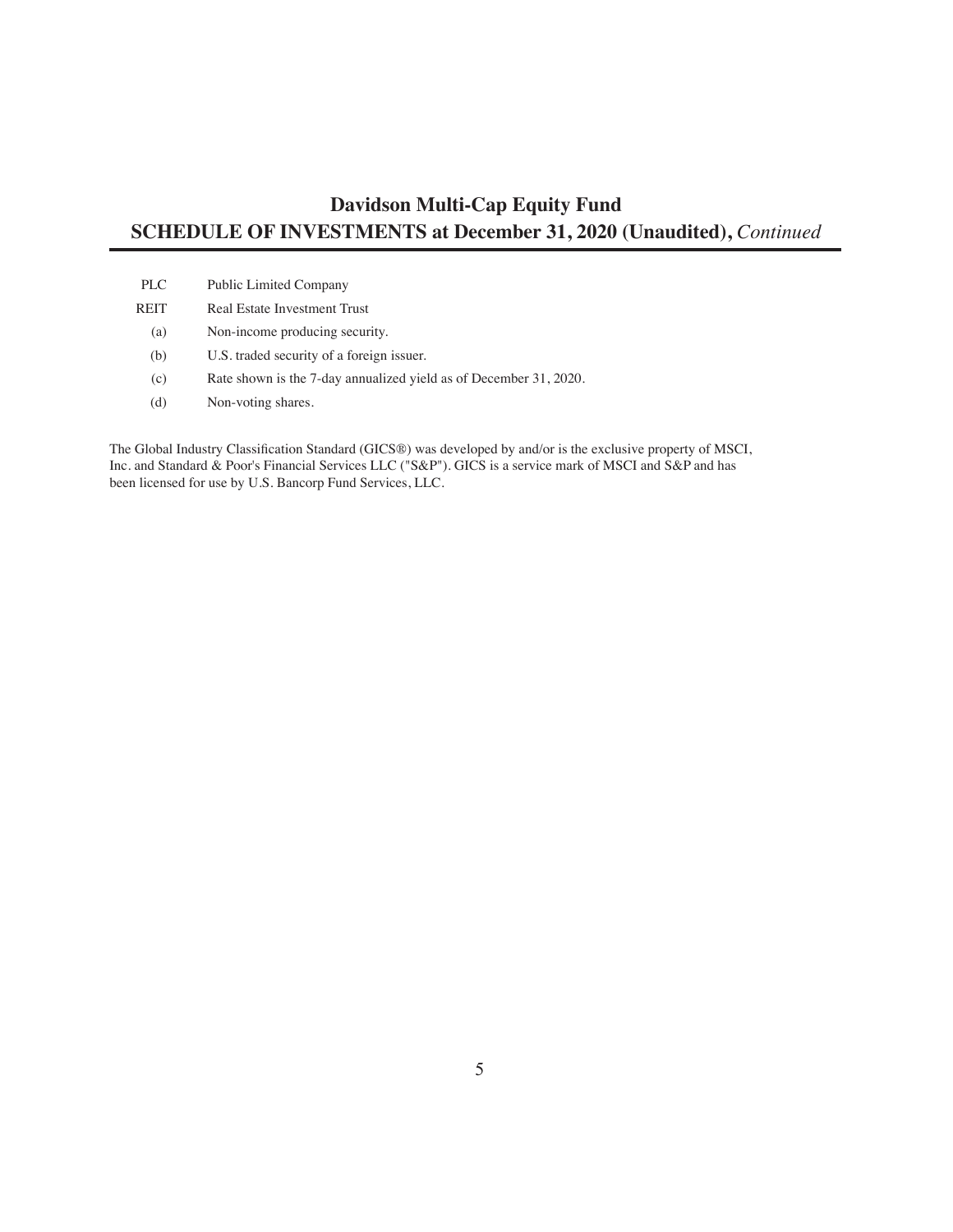# Davidson Multi-Cap Equity Fund

## SCHEDULE OF INVESTMENTS at December 31, 2020 (Unaudited), *Continued*

| | |
|---|---|
| PLC | Public Limited Company |
| REIT | Real Estate Investment Trust |
| (a) | Non-income producing security. |
| (b) | U.S. traded security of a foreign issuer. |
| (c) | Rate shown is the 7-day annualized yield as of December 31, 2020. |
| (d) | Non-voting shares. |

The Global Industry Classification Standard (GICS®) was developed by and/or is the exclusive property of MSCI, Inc. and Standard & Poor's Financial Services LLC ("S&P"). GICS is a service mark of MSCI and S&P and has been licensed for use by U.S. Bancorp Fund Services, LLC.